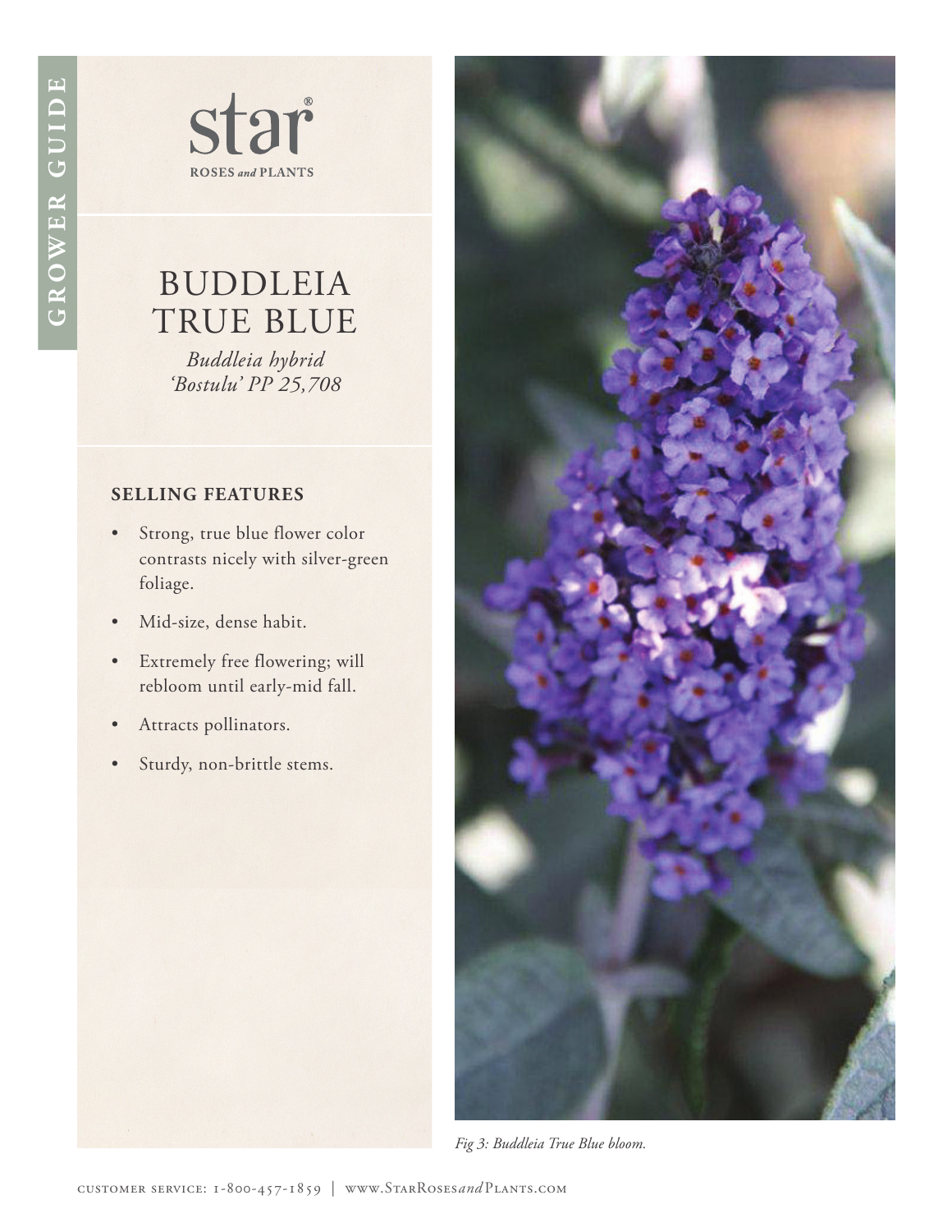GROWER GUIDE

star® ROSES *and* PLANTS

# BUDDLEIA TRUE BLUE

*Buddleia hybrid 'Bostulu' PP 25,708*

## SELLING FEATURES

- Strong, true blue flower color contrasts nicely with silver-green foliage.
- Mid-size, dense habit.
- Extremely free flowering; will rebloom until early-mid fall.
- Attracts pollinators.
- Sturdy, non-brittle stems.

*Fig 3: Buddleia True Blue bloom.*

CUSTOMER SERVICE: 1-800-457-1859 | WWW.STARROSES*and*PLANTS.COM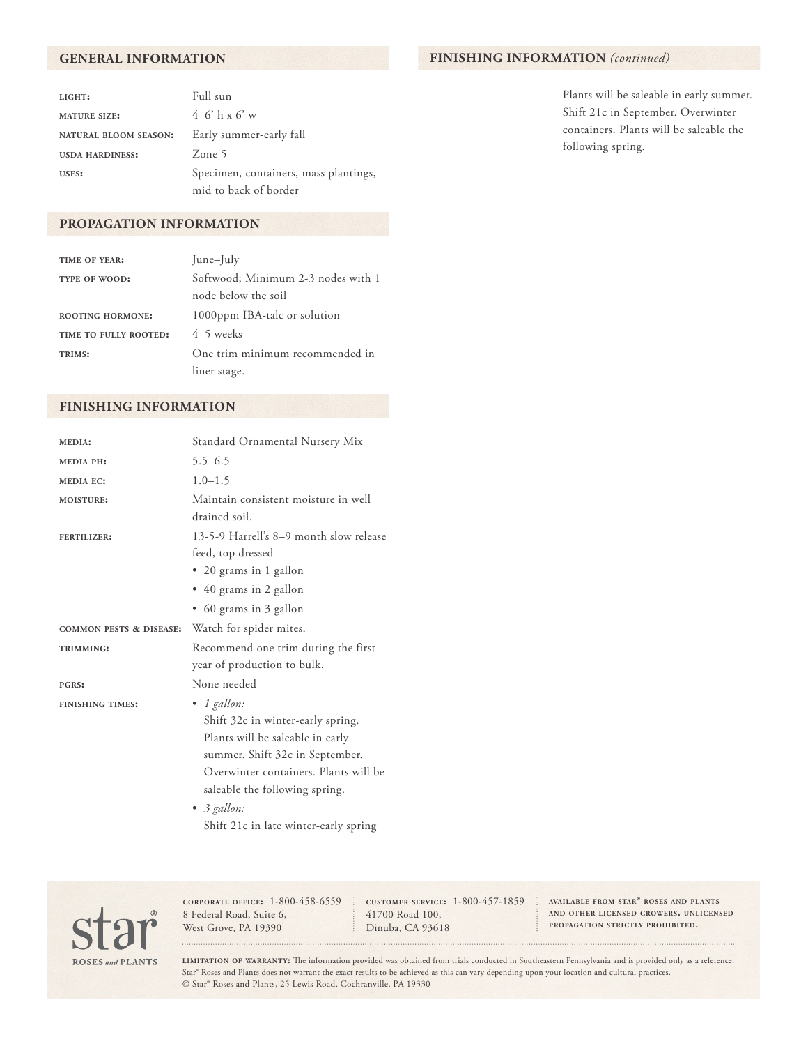## GENERAL INFORMATION

| | |
|---|---|
| **LIGHT:** | Full sun |
| **MATURE SIZE:** | 4–6' h x 6' w |
| **NATURAL BLOOM SEASON:** | Early summer-early fall |
| **USDA HARDINESS:** | Zone 5 |
| **USES:** | Specimen, containers, mass plantings, mid to back of border |

## PROPAGATION INFORMATION

| | |
|---|---|
| **TIME OF YEAR:** | June–July |
| **TYPE OF WOOD:** | Softwood; Minimum 2-3 nodes with 1 node below the soil |
| **ROOTING HORMONE:** | 1000ppm IBA-talc or solution |
| **TIME TO FULLY ROOTED:** | 4–5 weeks |
| **TRIMS:** | One trim minimum recommended in liner stage. |

## FINISHING INFORMATION

**MEDIA:** Standard Ornamental Nursery Mix

**MEDIA PH:** 5.5–6.5

**MEDIA EC:** 1.0–1.5

**MOISTURE:** Maintain consistent moisture in well drained soil.

**FERTILIZER:** 13-5-9 Harrell's 8–9 month slow release feed, top dressed

- 20 grams in 1 gallon
- 40 grams in 2 gallon
- 60 grams in 3 gallon

**COMMON PESTS & DISEASE:** Watch for spider mites.

**TRIMMING:** Recommend one trim during the first year of production to bulk.

**PGRS:** None needed

**FINISHING TIMES:**

- *1 gallon:*
  Shift 32c in winter-early spring. Plants will be saleable in early summer. Shift 32c in September. Overwinter containers. Plants will be saleable the following spring.
- *3 gallon:*
  Shift 21c in late winter-early spring. Plants will be saleable in early summer. Shift 21c in September. Overwinter containers. Plants will be saleable the following spring.

**CORPORATE OFFICE:** 1-800-458-6559
8 Federal Road, Suite 6,
West Grove, PA 19390

**CUSTOMER SERVICE:** 1-800-457-1859
41700 Road 100,
Dinuba, CA 93618

**AVAILABLE FROM STAR® ROSES AND PLANTS AND OTHER LICENSED GROWERS. UNLICENSED PROPAGATION STRICTLY PROHIBITED.**

**LIMITATION OF WARRANTY:** The information provided was obtained from trials conducted in Southeastern Pennsylvania and is provided only as a reference. Star® Roses and Plants does not warrant the exact results to be achieved as this can vary depending upon your location and cultural practices.
© Star® Roses and Plants, 25 Lewis Road, Cochranville, PA 19330